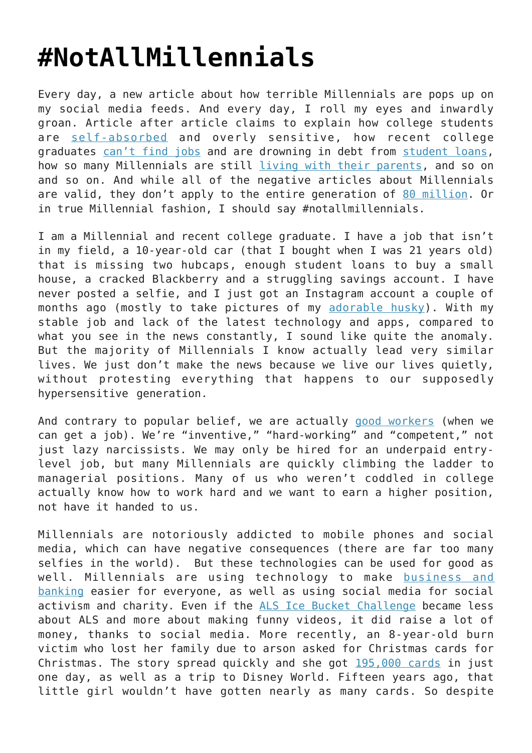# #NotAllMillennials

Every day, a new article about how terrible Millennials are pops up on my social media feeds. And every day, I roll my eyes and inwardly groan. Article after article claims to explain how college students are self-absorbed and overly sensitive, how recent college graduates can't find jobs and are drowning in debt from student loans, how so many Millennials are still living with their parents, and so on and so on. And while all of the negative articles about Millennials are valid, they don't apply to the entire generation of 80 million. Or in true Millennial fashion, I should say #notallmillennials.

I am a Millennial and recent college graduate. I have a job that isn't in my field, a 10-year-old car (that I bought when I was 21 years old) that is missing two hubcaps, enough student loans to buy a small house, a cracked Blackberry and a struggling savings account. I have never posted a selfie, and I just got an Instagram account a couple of months ago (mostly to take pictures of my adorable husky). With my stable job and lack of the latest technology and apps, compared to what you see in the news constantly, I sound like quite the anomaly. But the majority of Millennials I know actually lead very similar lives. We just don't make the news because we live our lives quietly, without protesting everything that happens to our supposedly hypersensitive generation.

And contrary to popular belief, we are actually good workers (when we can get a job). We're "inventive," "hard-working" and "competent," not just lazy narcissists. We may only be hired for an underpaid entry-level job, but many Millennials are quickly climbing the ladder to managerial positions. Many of us who weren't coddled in college actually know how to work hard and we want to earn a higher position, not have it handed to us.

Millennials are notoriously addicted to mobile phones and social media, which can have negative consequences (there are far too many selfies in the world). But these technologies can be used for good as well. Millennials are using technology to make business and banking easier for everyone, as well as using social media for social activism and charity. Even if the ALS Ice Bucket Challenge became less about ALS and more about making funny videos, it did raise a lot of money, thanks to social media. More recently, an 8-year-old burn victim who lost her family due to arson asked for Christmas cards for Christmas. The story spread quickly and she got 195,000 cards in just one day, as well as a trip to Disney World. Fifteen years ago, that little girl wouldn't have gotten nearly as many cards. So despite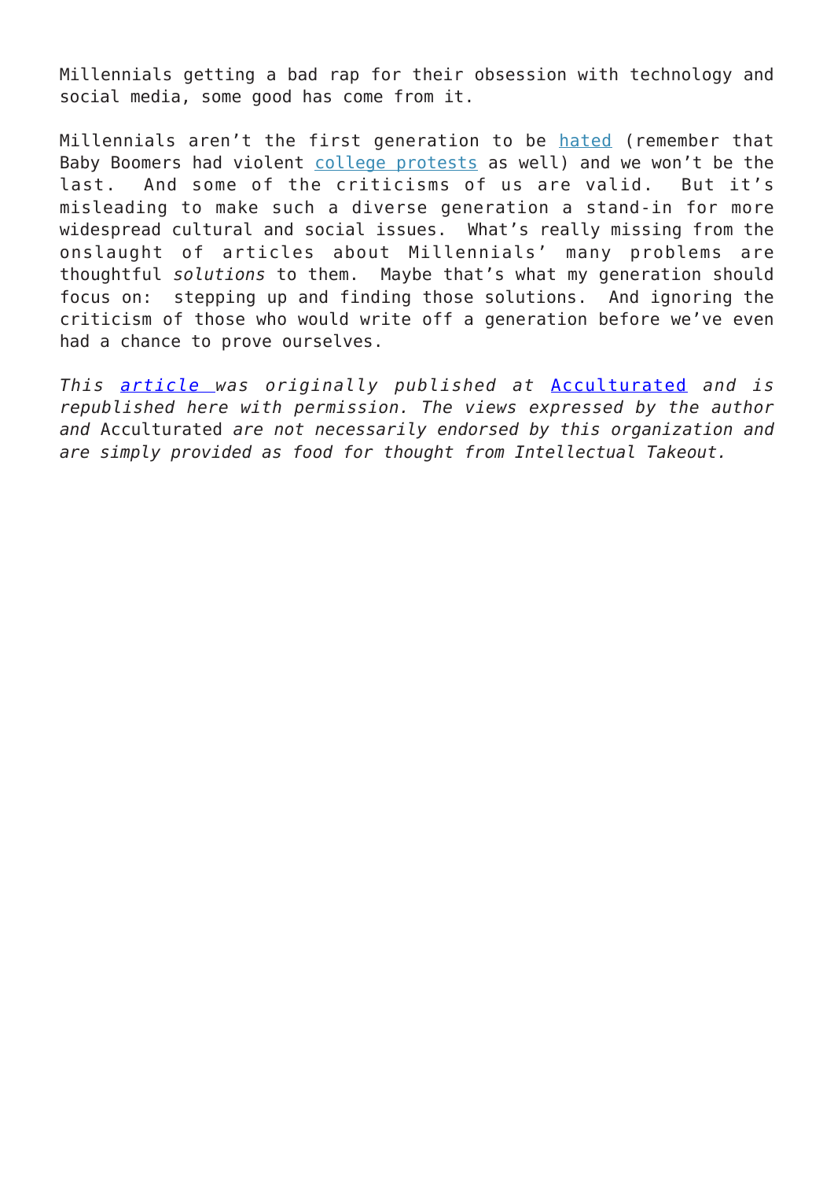Millennials getting a bad rap for their obsession with technology and social media, some good has come from it.

Millennials aren't the first generation to be hated (remember that Baby Boomers had violent college protests as well) and we won't be the last. And some of the criticisms of us are valid. But it's misleading to make such a diverse generation a stand-in for more widespread cultural and social issues. What's really missing from the onslaught of articles about Millennials' many problems are thoughtful *solutions* to them. Maybe that's what my generation should focus on: stepping up and finding those solutions. And ignoring the criticism of those who would write off a generation before we've even had a chance to prove ourselves.

*This article was originally published at* Acculturated *and is republished here with permission. The views expressed by the author and* Acculturated *are not necessarily endorsed by this organization and are simply provided as food for thought from Intellectual Takeout.*